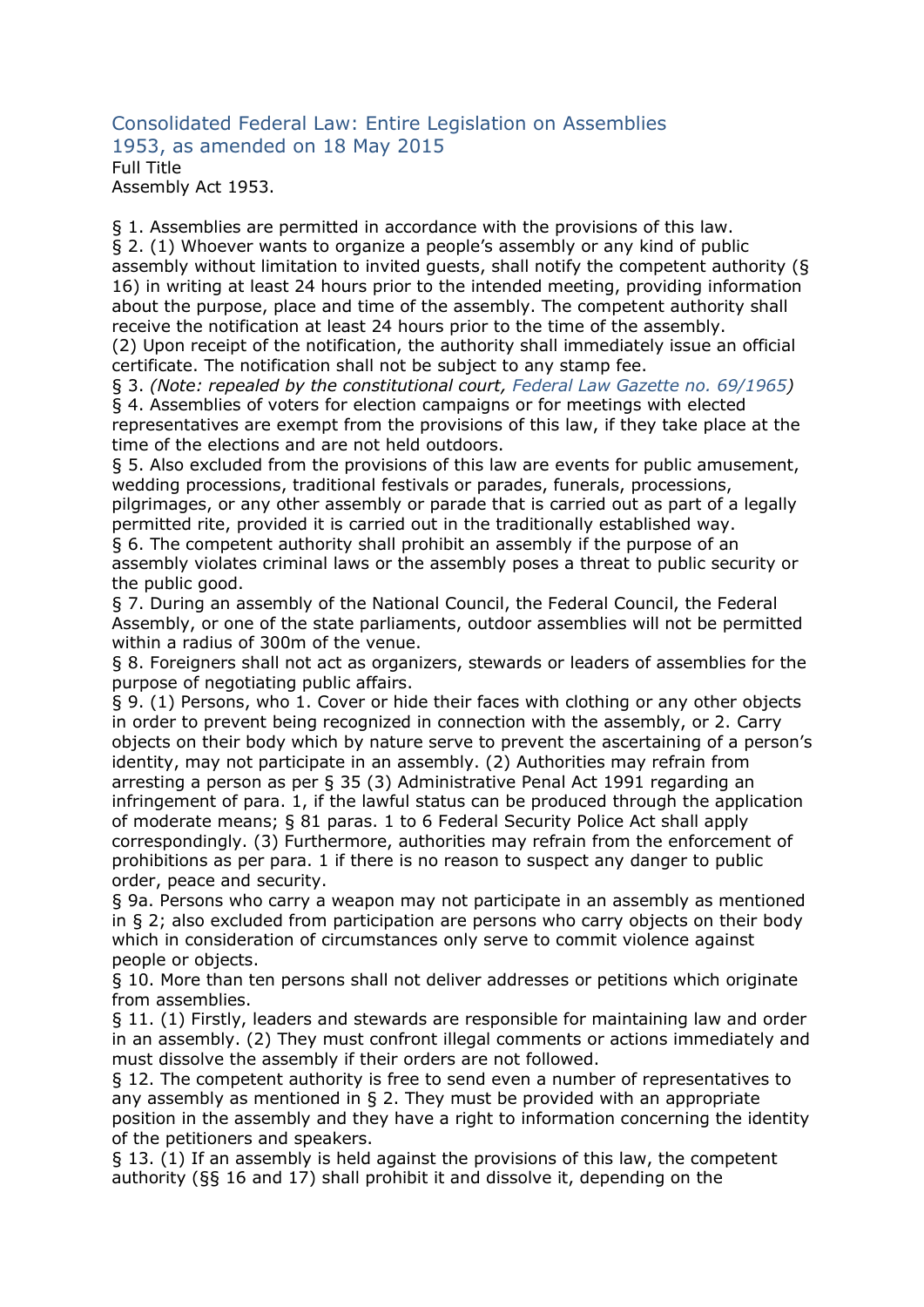# Consolidated Federal Law: Entire Legislation on Assemblies 1953, as amended on 18 May 2015

Full Title

Assembly Act 1953.

§ 1. Assemblies are permitted in accordance with the provisions of this law.

§ 2. (1) Whoever wants to organize a people's assembly or any kind of public assembly without limitation to invited guests, shall notify the competent authority (§ 16) in writing at least 24 hours prior to the intended meeting, providing information about the purpose, place and time of the assembly. The competent authority shall receive the notification at least 24 hours prior to the time of the assembly.
(2) Upon receipt of the notification, the authority shall immediately issue an official certificate. The notification shall not be subject to any stamp fee.

§ 3. *(Note: repealed by the constitutional court, Federal Law Gazette no. 69/1965)*

§ 4. Assemblies of voters for election campaigns or for meetings with elected representatives are exempt from the provisions of this law, if they take place at the time of the elections and are not held outdoors.

§ 5. Also excluded from the provisions of this law are events for public amusement, wedding processions, traditional festivals or parades, funerals, processions, pilgrimages, or any other assembly or parade that is carried out as part of a legally permitted rite, provided it is carried out in the traditionally established way.

§ 6. The competent authority shall prohibit an assembly if the purpose of an assembly violates criminal laws or the assembly poses a threat to public security or the public good.

§ 7. During an assembly of the National Council, the Federal Council, the Federal Assembly, or one of the state parliaments, outdoor assemblies will not be permitted within a radius of 300m of the venue.

§ 8. Foreigners shall not act as organizers, stewards or leaders of assemblies for the purpose of negotiating public affairs.

§ 9. (1) Persons, who 1. Cover or hide their faces with clothing or any other objects in order to prevent being recognized in connection with the assembly, or 2. Carry objects on their body which by nature serve to prevent the ascertaining of a person's identity, may not participate in an assembly. (2) Authorities may refrain from arresting a person as per § 35 (3) Administrative Penal Act 1991 regarding an infringement of para. 1, if the lawful status can be produced through the application of moderate means; § 81 paras. 1 to 6 Federal Security Police Act shall apply correspondingly. (3) Furthermore, authorities may refrain from the enforcement of prohibitions as per para. 1 if there is no reason to suspect any danger to public order, peace and security.

§ 9a. Persons who carry a weapon may not participate in an assembly as mentioned in § 2; also excluded from participation are persons who carry objects on their body which in consideration of circumstances only serve to commit violence against people or objects.

§ 10. More than ten persons shall not deliver addresses or petitions which originate from assemblies.

§ 11. (1) Firstly, leaders and stewards are responsible for maintaining law and order in an assembly. (2) They must confront illegal comments or actions immediately and must dissolve the assembly if their orders are not followed.

§ 12. The competent authority is free to send even a number of representatives to any assembly as mentioned in § 2. They must be provided with an appropriate position in the assembly and they have a right to information concerning the identity of the petitioners and speakers.

§ 13. (1) If an assembly is held against the provisions of this law, the competent authority (§§ 16 and 17) shall prohibit it and dissolve it, depending on the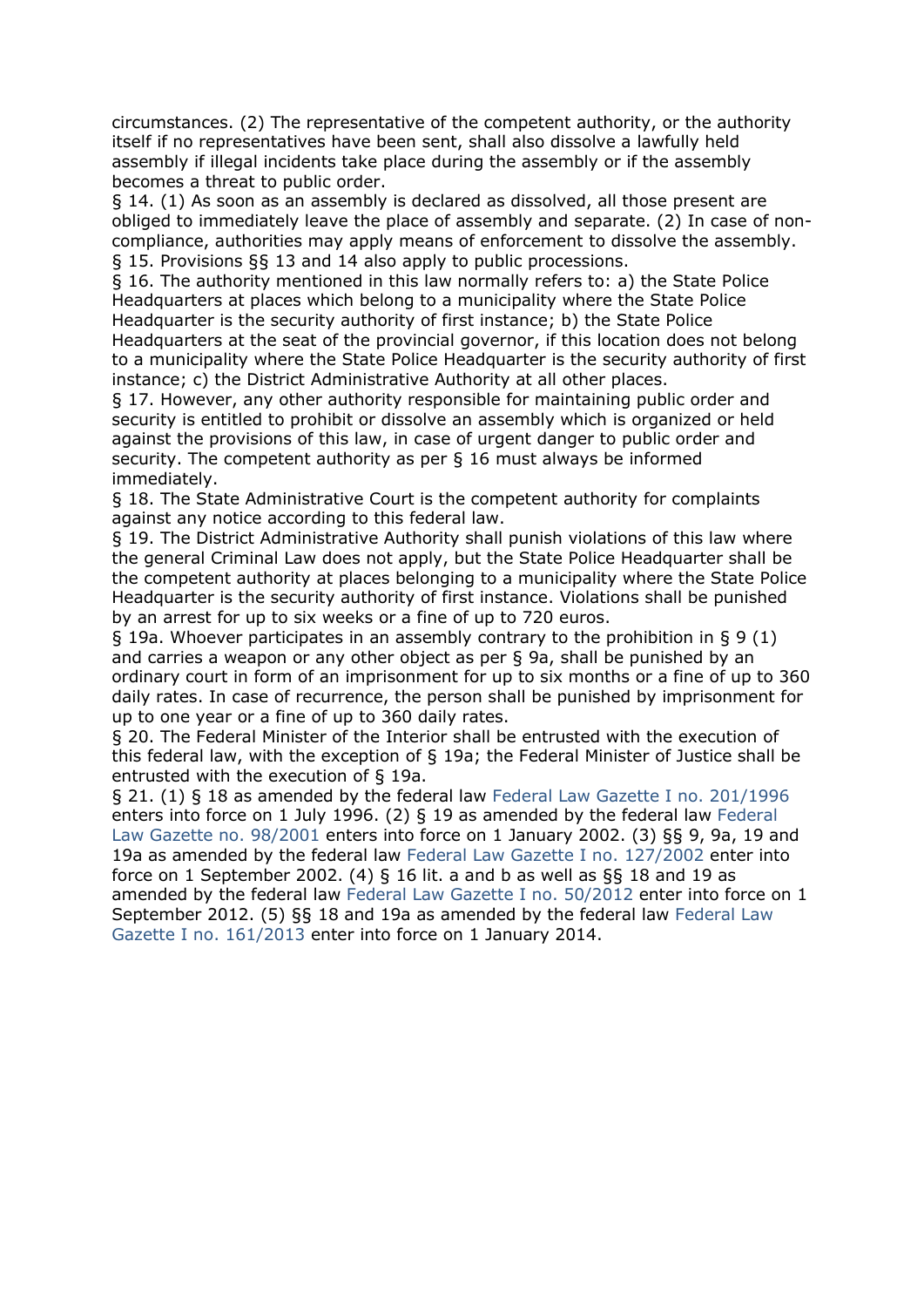circumstances. (2) The representative of the competent authority, or the authority itself if no representatives have been sent, shall also dissolve a lawfully held assembly if illegal incidents take place during the assembly or if the assembly becomes a threat to public order.

§ 14. (1) As soon as an assembly is declared as dissolved, all those present are obliged to immediately leave the place of assembly and separate. (2) In case of non-compliance, authorities may apply means of enforcement to dissolve the assembly.

§ 15. Provisions §§ 13 and 14 also apply to public processions.

§ 16. The authority mentioned in this law normally refers to: a) the State Police Headquarters at places which belong to a municipality where the State Police Headquarter is the security authority of first instance; b) the State Police Headquarters at the seat of the provincial governor, if this location does not belong to a municipality where the State Police Headquarter is the security authority of first instance; c) the District Administrative Authority at all other places.

§ 17. However, any other authority responsible for maintaining public order and security is entitled to prohibit or dissolve an assembly which is organized or held against the provisions of this law, in case of urgent danger to public order and security. The competent authority as per § 16 must always be informed immediately.

§ 18. The State Administrative Court is the competent authority for complaints against any notice according to this federal law.

§ 19. The District Administrative Authority shall punish violations of this law where the general Criminal Law does not apply, but the State Police Headquarter shall be the competent authority at places belonging to a municipality where the State Police Headquarter is the security authority of first instance. Violations shall be punished by an arrest for up to six weeks or a fine of up to 720 euros.

§ 19a. Whoever participates in an assembly contrary to the prohibition in § 9 (1) and carries a weapon or any other object as per § 9a, shall be punished by an ordinary court in form of an imprisonment for up to six months or a fine of up to 360 daily rates. In case of recurrence, the person shall be punished by imprisonment for up to one year or a fine of up to 360 daily rates.

§ 20. The Federal Minister of the Interior shall be entrusted with the execution of this federal law, with the exception of § 19a; the Federal Minister of Justice shall be entrusted with the execution of § 19a.

§ 21. (1) § 18 as amended by the federal law Federal Law Gazette I no. 201/1996 enters into force on 1 July 1996. (2) § 19 as amended by the federal law Federal Law Gazette no. 98/2001 enters into force on 1 January 2002. (3) §§ 9, 9a, 19 and 19a as amended by the federal law Federal Law Gazette I no. 127/2002 enter into force on 1 September 2002. (4) § 16 lit. a and b as well as §§ 18 and 19 as amended by the federal law Federal Law Gazette I no. 50/2012 enter into force on 1 September 2012. (5) §§ 18 and 19a as amended by the federal law Federal Law Gazette I no. 161/2013 enter into force on 1 January 2014.